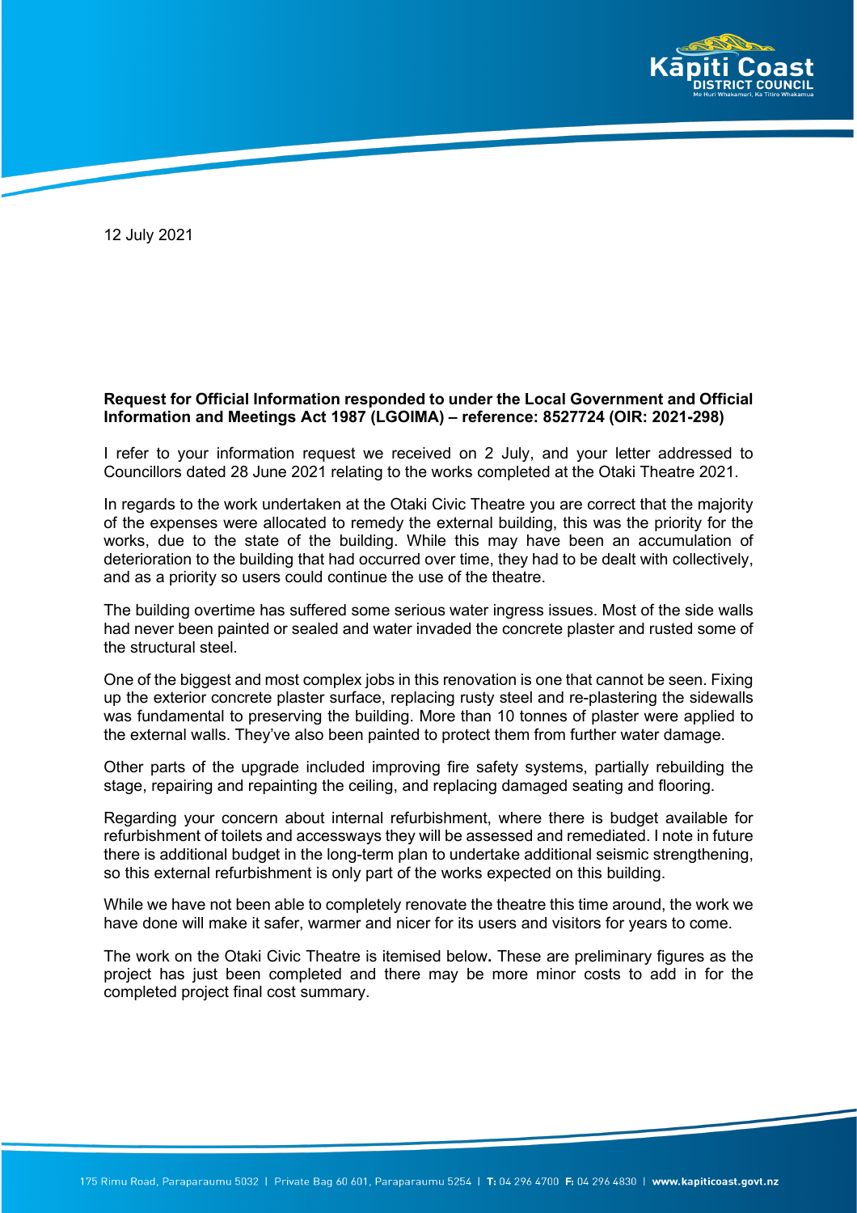12 July 2021

**Request for Official Information responded to under the Local Government and Official Information and Meetings Act 1987 (LGOIMA) – reference: 8527724 (OIR: 2021-298)**

I refer to your information request we received on 2 July, and your letter addressed to Councillors dated 28 June 2021 relating to the works completed at the Otaki Theatre 2021.

In regards to the work undertaken at the Otaki Civic Theatre you are correct that the majority of the expenses were allocated to remedy the external building, this was the priority for the works, due to the state of the building. While this may have been an accumulation of deterioration to the building that had occurred over time, they had to be dealt with collectively, and as a priority so users could continue the use of the theatre.

The building overtime has suffered some serious water ingress issues. Most of the side walls had never been painted or sealed and water invaded the concrete plaster and rusted some of the structural steel.

One of the biggest and most complex jobs in this renovation is one that cannot be seen. Fixing up the exterior concrete plaster surface, replacing rusty steel and re-plastering the sidewalls was fundamental to preserving the building. More than 10 tonnes of plaster were applied to the external walls. They've also been painted to protect them from further water damage.

Other parts of the upgrade included improving fire safety systems, partially rebuilding the stage, repairing and repainting the ceiling, and replacing damaged seating and flooring.

Regarding your concern about internal refurbishment, where there is budget available for refurbishment of toilets and accessways they will be assessed and remediated. I note in future there is additional budget in the long-term plan to undertake additional seismic strengthening, so this external refurbishment is only part of the works expected on this building.

While we have not been able to completely renovate the theatre this time around, the work we have done will make it safer, warmer and nicer for its users and visitors for years to come.

The work on the Otaki Civic Theatre is itemised below**.** These are preliminary figures as the project has just been completed and there may be more minor costs to add in for the completed project final cost summary.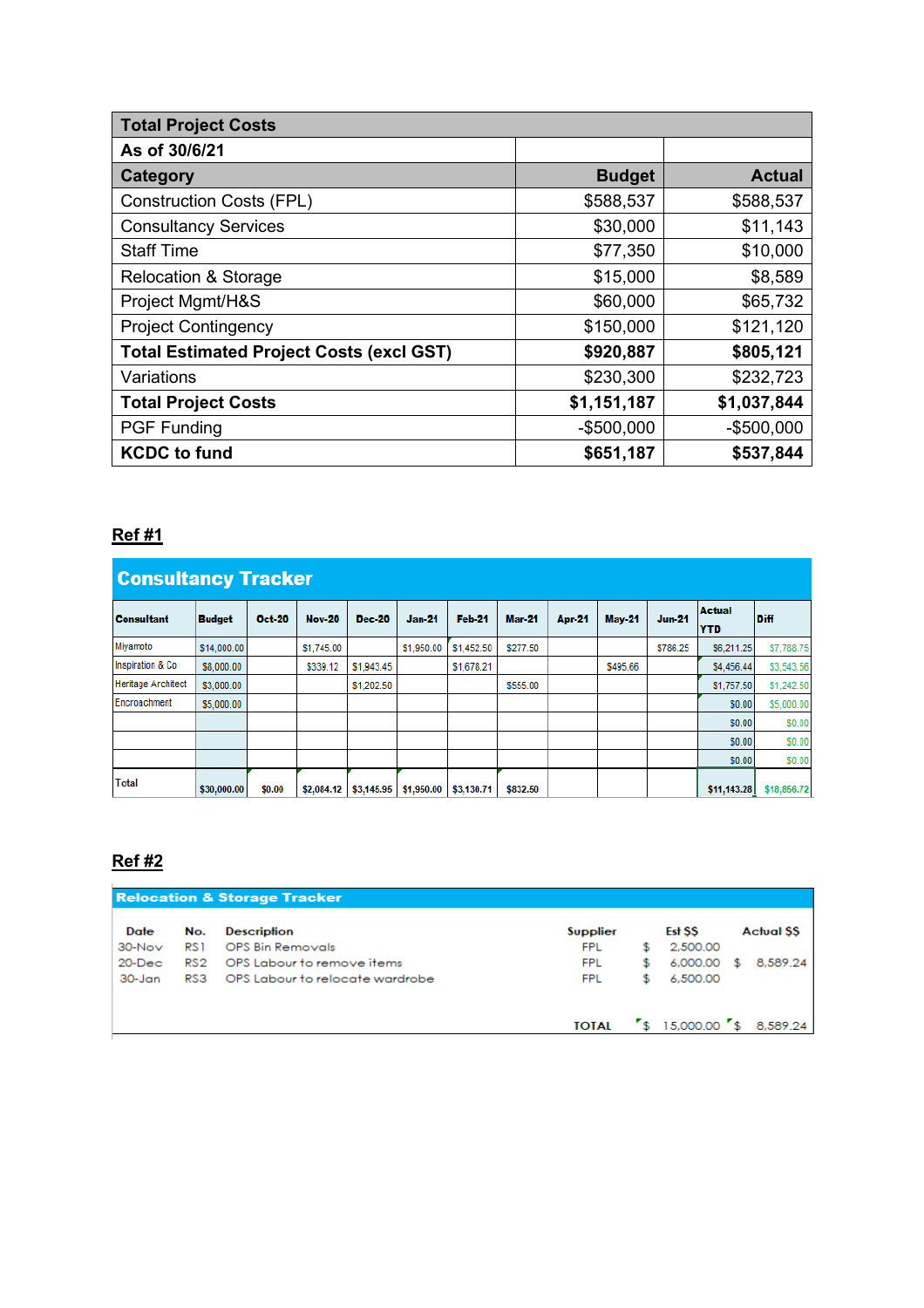| Total Project Costs | | |
|---|---|---|
| **As of 30/6/21** | | |
| **Category** | **Budget** | **Actual** |
| Construction Costs (FPL) | $588,537 | $588,537 |
| Consultancy Services | $30,000 | $11,143 |
| Staff Time | $77,350 | $10,000 |
| Relocation & Storage | $15,000 | $8,589 |
| Project Mgmt/H&S | $60,000 | $65,732 |
| Project Contingency | $150,000 | $121,120 |
| **Total Estimated Project Costs (excl GST)** | **$920,887** | **$805,121** |
| Variations | $230,300 | $232,723 |
| **Total Project Costs** | **$1,151,187** | **$1,037,844** |
| PGF Funding | -$500,000 | -$500,000 |
| **KCDC to fund** | **$651,187** | **$537,844** |

## Ref #1

### Consultancy Tracker

| Consultant | Budget | Oct-20 | Nov-20 | Dec-20 | Jan-21 | Feb-21 | Mar-21 | Apr-21 | May-21 | Jun-21 | Actual YTD | Diff |
|---|---|---|---|---|---|---|---|---|---|---|---|---|
| Miyamoto | $14,000.00 | | $1,745.00 | | $1,950.00 | $1,452.50 | $277.50 | | | $786.25 | $6,211.25 | $7,788.75 |
| Inspiration & Co | $8,000.00 | | $339.12 | $1,943.45 | | $1,678.21 | | | $495.66 | | $4,456.44 | $3,543.56 |
| Heritage Architect | $3,000.00 | | | $1,202.50 | | | $555.00 | | | | $1,757.50 | $1,242.50 |
| Encroachment | $5,000.00 | | | | | | | | | | $0.00 | $5,000.00 |
| | | | | | | | | | | | $0.00 | $0.00 |
| | | | | | | | | | | | $0.00 | $0.00 |
| | | | | | | | | | | | $0.00 | $0.00 |
| Total | $30,000.00 | $0.00 | $2,084.12 | $3,145.95 | $1,950.00 | $3,130.71 | $832.50 | | | | $11,143.28 | $18,856.72 |

## Ref #2

### Relocation & Storage Tracker

| Date | No. | Description | Supplier | Est $$ | Actual $$ |
|---|---|---|---|---|---|
| 30-Nov | RS1 | OPS Bin Removals | FPL | $ 2,500.00 | |
| 20-Dec | RS2 | OPS Labour to remove items | FPL | $ 6,000.00 | $ 8,589.24 |
| 30-Jan | RS3 | OPS Labour to relocate wardrobe | FPL | $ 6,500.00 | |
| | | | TOTAL | $ 15,000.00 | $ 8,589.24 |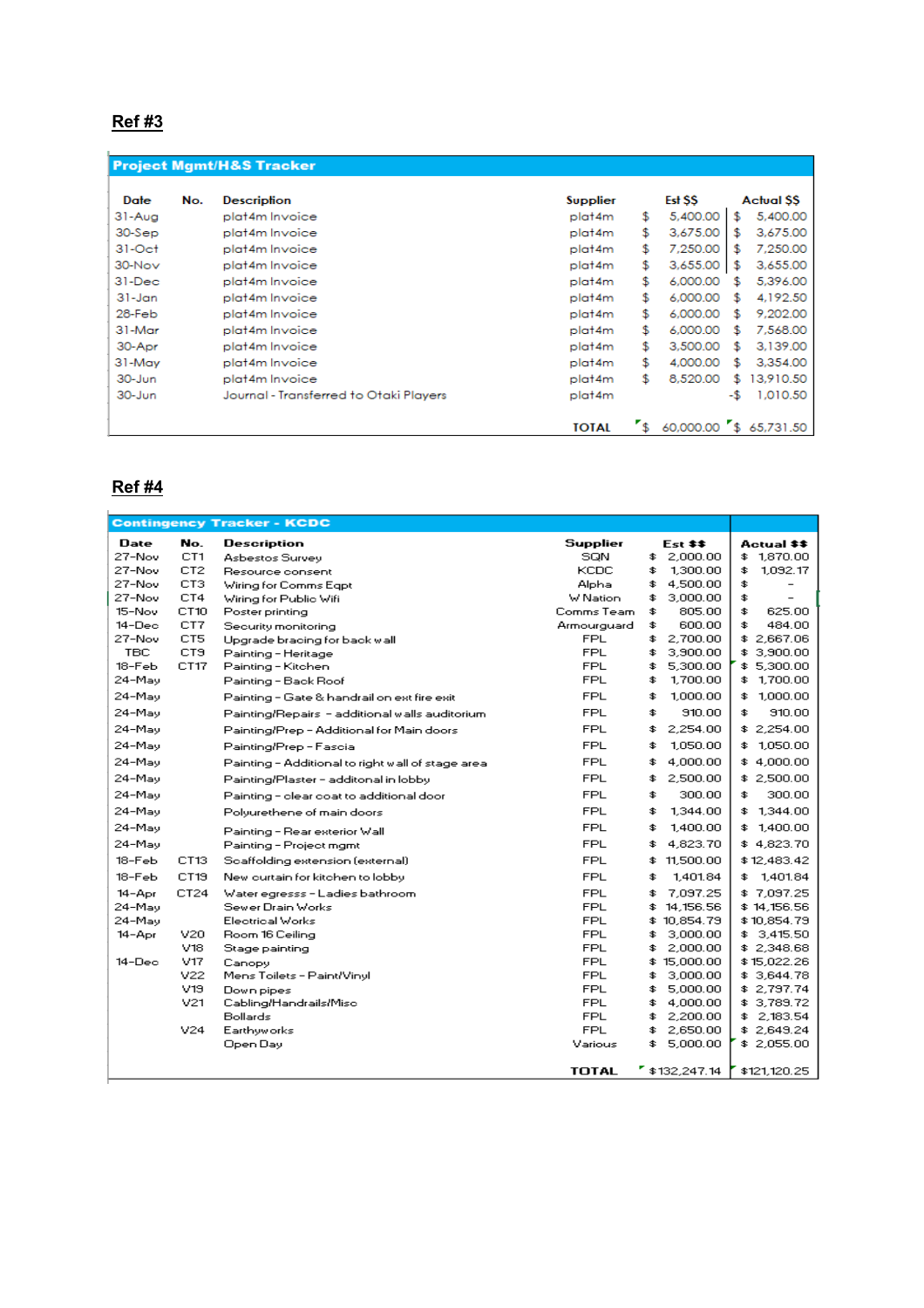## Ref #3

| Project Mgmt/H&S Tracker | | | | | |
|---|---|---|---|---|---|
| **Date** | **No.** | **Description** | **Supplier** | **Est $$** | **Actual $$** |
| 31-Aug | | plat4m Invoice | plat4m | $ 5,400.00 | $ 5,400.00 |
| 30-Sep | | plat4m Invoice | plat4m | $ 3,675.00 | $ 3,675.00 |
| 31-Oct | | plat4m Invoice | plat4m | $ 7,250.00 | $ 7,250.00 |
| 30-Nov | | plat4m Invoice | plat4m | $ 3,655.00 | $ 3,655.00 |
| 31-Dec | | plat4m Invoice | plat4m | $ 6,000.00 | $ 5,396.00 |
| 31-Jan | | plat4m Invoice | plat4m | $ 6,000.00 | $ 4,192.50 |
| 28-Feb | | plat4m Invoice | plat4m | $ 6,000.00 | $ 9,202.00 |
| 31-Mar | | plat4m Invoice | plat4m | $ 6,000.00 | $ 7,568.00 |
| 30-Apr | | plat4m Invoice | plat4m | $ 3,500.00 | $ 3,139.00 |
| 31-May | | plat4m Invoice | plat4m | $ 4,000.00 | $ 3,354.00 |
| 30-Jun | | plat4m Invoice | plat4m | $ 8,520.00 | $ 13,910.50 |
| 30-Jun | | Journal - Transferred to Otaki Players | plat4m | | -$ 1,010.50 |
| | | | **TOTAL** | $ 60,000.00 | $ 65,731.50 |

## Ref #4

| Contingency Tracker - KCDC | | | | | |
|---|---|---|---|---|---|
| **Date** | **No.** | **Description** | **Supplier** | **Est $$** | **Actual $$** |
| 27-Nov | CT1 | Asbestos Survey | SQN | $ 2,000.00 | $ 1,870.00 |
| 27-Nov | CT2 | Resource consent | KCDC | $ 1,300.00 | $ 1,092.17 |
| 27-Nov | CT3 | Wiring for Comms Eqpt | Alpha | $ 4,500.00 | $ - |
| 27-Nov | CT4 | Wiring for Public Wifi | W Nation | $ 3,000.00 | $ - |
| 15-Nov | CT10 | Poster printing | Comms Team | $ 805.00 | $ 625.00 |
| 14-Dec | CT7 | Security monitoring | Armourguard | $ 600.00 | $ 484.00 |
| 27-Nov | CT5 | Upgrade bracing for back wall | FPL | $ 2,700.00 | $ 2,667.06 |
| TBC | CT9 | Painting - Heritage | FPL | $ 3,900.00 | $ 3,900.00 |
| 18-Feb | CT17 | Painting - Kitchen | FPL | $ 5,300.00 | $ 5,300.00 |
| 24-May | | Painting - Back Roof | FPL | $ 1,700.00 | $ 1,700.00 |
| 24-May | | Painting - Gate & handrail on ext fire exit | FPL | $ 1,000.00 | $ 1,000.00 |
| 24-May | | Painting/Repairs - additional walls auditorium | FPL | $ 910.00 | $ 910.00 |
| 24-May | | Painting/Prep - Additional for Main doors | FPL | $ 2,254.00 | $ 2,254.00 |
| 24-May | | Painting/Prep - Fascia | FPL | $ 1,050.00 | $ 1,050.00 |
| 24-May | | Painting - Additional to right wall of stage area | FPL | $ 4,000.00 | $ 4,000.00 |
| 24-May | | Painting/Plaster - additonal in lobby | FPL | $ 2,500.00 | $ 2,500.00 |
| 24-May | | Painting - clear coat to additional door | FPL | $ 300.00 | $ 300.00 |
| 24-May | | Polyurethene of main doors | FPL | $ 1,344.00 | $ 1,344.00 |
| 24-May | | Painting - Rear exterior Wall | FPL | $ 1,400.00 | $ 1,400.00 |
| 24-May | | Painting - Project mgmt | FPL | $ 4,823.70 | $ 4,823.70 |
| 18-Feb | CT13 | Scaffolding extension (external) | FPL | $ 11,500.00 | $ 12,483.42 |
| 18-Feb | CT19 | New curtain for kitchen to lobby | FPL | $ 1,401.84 | $ 1,401.84 |
| 14-Apr | CT24 | Water egresss - Ladies bathroom | FPL | $ 7,097.25 | $ 7,097.25 |
| 24-May | | Sewer Drain Works | FPL | $ 14,156.56 | $ 14,156.56 |
| 24-May | | Electrical Works | FPL | $ 10,854.79 | $ 10,854.79 |
| 14-Apr | V20 | Room 16 Ceiling | FPL | $ 3,000.00 | $ 3,415.50 |
| | V18 | Stage painting | FPL | $ 2,000.00 | $ 2,348.68 |
| 14-Dec | V17 | Canopy | FPL | $ 15,000.00 | $ 15,022.26 |
| | V22 | Mens Toilets - Paint/Vinyl | FPL | $ 3,000.00 | $ 3,644.78 |
| | V19 | Down pipes | FPL | $ 5,000.00 | $ 2,797.74 |
| | V21 | Cabling/Handrails/Misc | FPL | $ 4,000.00 | $ 3,789.72 |
| | | Bollards | FPL | $ 2,200.00 | $ 2,183.54 |
| | V24 | Earthworks | FPL | $ 2,650.00 | $ 2,649.24 |
| | | Open Day | Various | $ 5,000.00 | $ 2,055.00 |
| | | | **TOTAL** | $132,247.14 | $121,120.25 |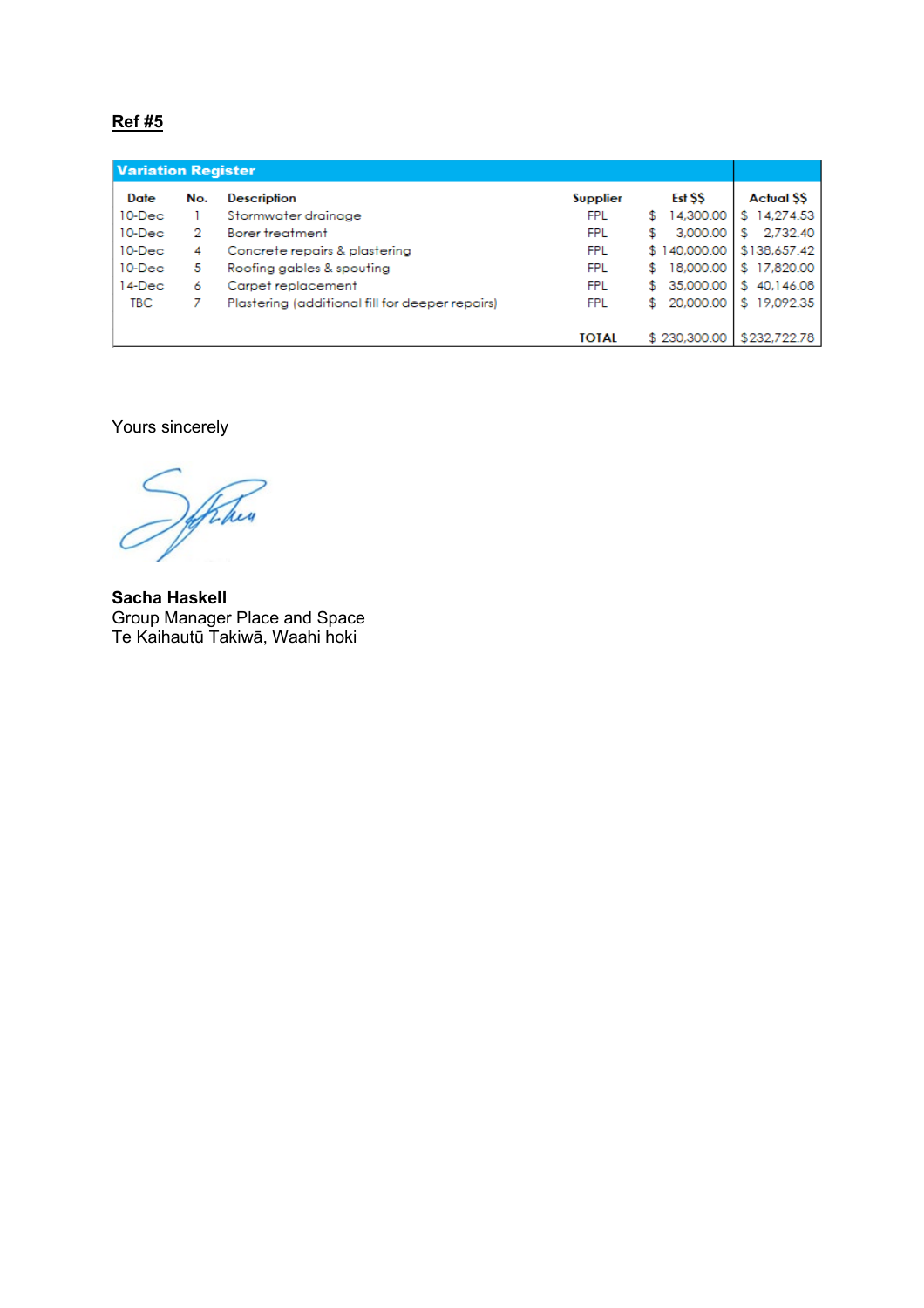**Ref #5**

| Variation Register | | | | | |
|---|---|---|---|---|---|
| Date | No. | Description | Supplier | Est $$ | Actual $$ |
| 10-Dec | 1 | Stormwater drainage | FPL | $ 14,300.00 | $ 14,274.53 |
| 10-Dec | 2 | Borer treatment | FPL | $ 3,000.00 | $ 2,732.40 |
| 10-Dec | 4 | Concrete repairs & plastering | FPL | $ 140,000.00 | $138,657.42 |
| 10-Dec | 5 | Roofing gables & spouting | FPL | $ 18,000.00 | $ 17,820.00 |
| 14-Dec | 6 | Carpet replacement | FPL | $ 35,000.00 | $ 40,146.08 |
| TBC | 7 | Plastering (additional fill for deeper repairs) | FPL | $ 20,000.00 | $ 19,092.35 |
| | | | TOTAL | $ 230,300.00 | $232,722.78 |

Yours sincerely

**Sacha Haskell**
Group Manager Place and Space
Te Kaihautū Takiwā, Waahi hoki